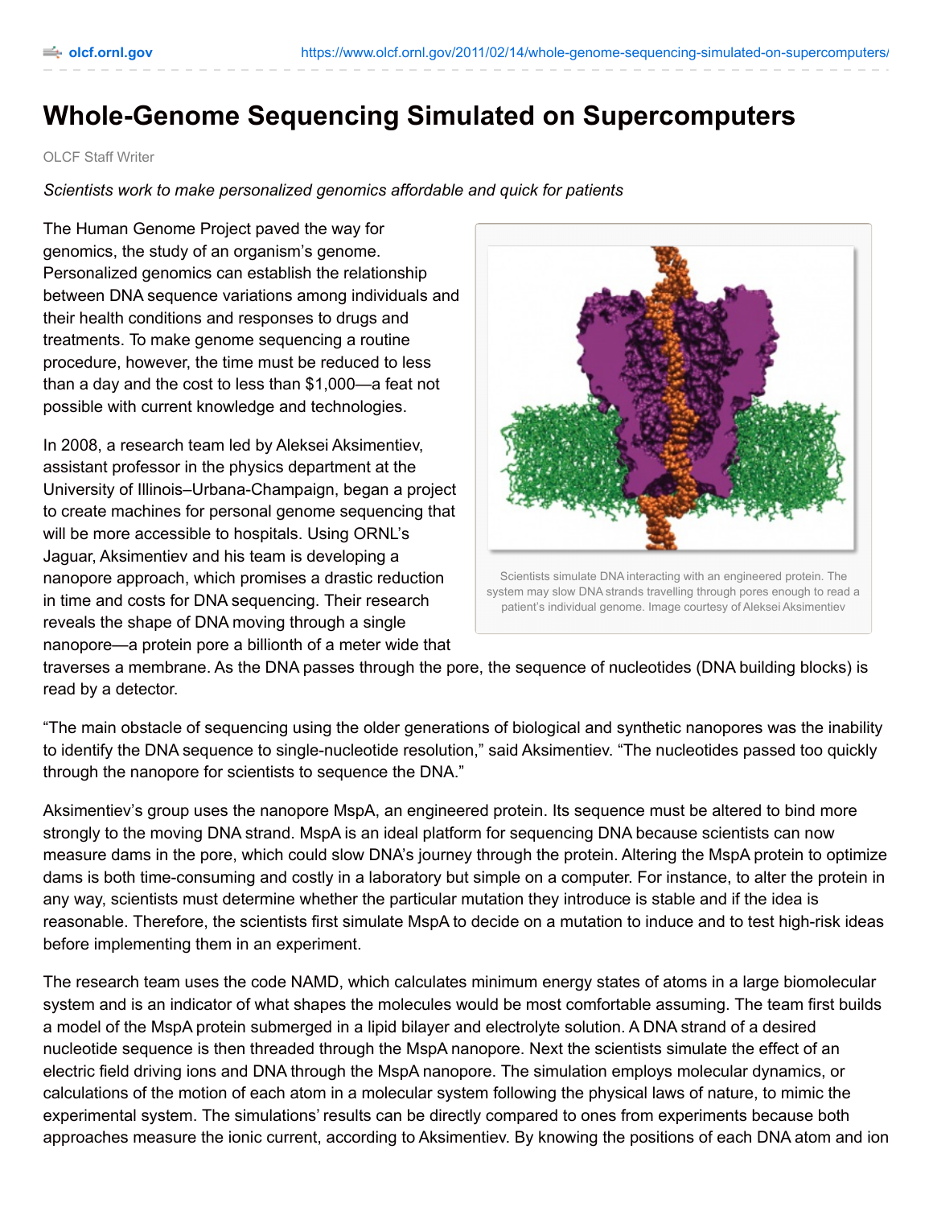# Whole-Genome Sequencing Simulated on Supercomputers

OLCF Staff Writer

*Scientists work to make personalized genomics affordable and quick for patients*

The Human Genome Project paved the way for genomics, the study of an organism's genome. Personalized genomics can establish the relationship between DNA sequence variations among individuals and their health conditions and responses to drugs and treatments. To make genome sequencing a routine procedure, however, the time must be reduced to less than a day and the cost to less than $1,000—a feat not possible with current knowledge and technologies.

Scientists simulate DNA interacting with an engineered protein. The system may slow DNA strands travelling through pores enough to read a patient's individual genome. Image courtesy of Aleksei Aksimentiev

In 2008, a research team led by Aleksei Aksimentiev, assistant professor in the physics department at the University of Illinois–Urbana-Champaign, began a project to create machines for personal genome sequencing that will be more accessible to hospitals. Using ORNL's Jaguar, Aksimentiev and his team is developing a nanopore approach, which promises a drastic reduction in time and costs for DNA sequencing. Their research reveals the shape of DNA moving through a single nanopore—a protein pore a billionth of a meter wide that traverses a membrane. As the DNA passes through the pore, the sequence of nucleotides (DNA building blocks) is read by a detector.

"The main obstacle of sequencing using the older generations of biological and synthetic nanopores was the inability to identify the DNA sequence to single-nucleotide resolution," said Aksimentiev. "The nucleotides passed too quickly through the nanopore for scientists to sequence the DNA."

Aksimentiev's group uses the nanopore MspA, an engineered protein. Its sequence must be altered to bind more strongly to the moving DNA strand. MspA is an ideal platform for sequencing DNA because scientists can now measure dams in the pore, which could slow DNA's journey through the protein. Altering the MspA protein to optimize dams is both time-consuming and costly in a laboratory but simple on a computer. For instance, to alter the protein in any way, scientists must determine whether the particular mutation they introduce is stable and if the idea is reasonable. Therefore, the scientists first simulate MspA to decide on a mutation to induce and to test high-risk ideas before implementing them in an experiment.

The research team uses the code NAMD, which calculates minimum energy states of atoms in a large biomolecular system and is an indicator of what shapes the molecules would be most comfortable assuming. The team first builds a model of the MspA protein submerged in a lipid bilayer and electrolyte solution. A DNA strand of a desired nucleotide sequence is then threaded through the MspA nanopore. Next the scientists simulate the effect of an electric field driving ions and DNA through the MspA nanopore. The simulation employs molecular dynamics, or calculations of the motion of each atom in a molecular system following the physical laws of nature, to mimic the experimental system. The simulations' results can be directly compared to ones from experiments because both approaches measure the ionic current, according to Aksimentiev. By knowing the positions of each DNA atom and ion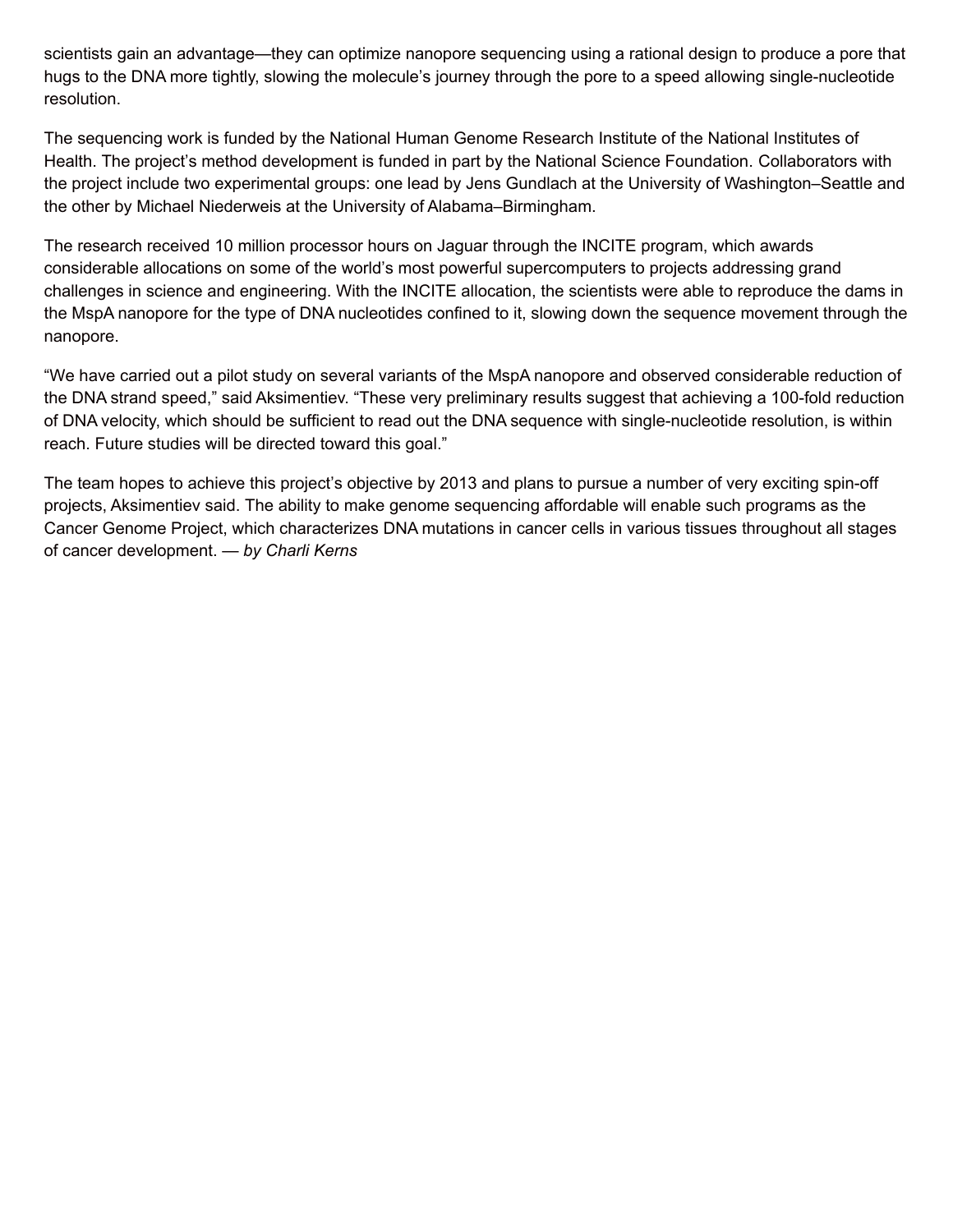scientists gain an advantage—they can optimize nanopore sequencing using a rational design to produce a pore that hugs to the DNA more tightly, slowing the molecule's journey through the pore to a speed allowing single-nucleotide resolution.

The sequencing work is funded by the National Human Genome Research Institute of the National Institutes of Health. The project's method development is funded in part by the National Science Foundation. Collaborators with the project include two experimental groups: one lead by Jens Gundlach at the University of Washington–Seattle and the other by Michael Niederweis at the University of Alabama–Birmingham.

The research received 10 million processor hours on Jaguar through the INCITE program, which awards considerable allocations on some of the world's most powerful supercomputers to projects addressing grand challenges in science and engineering. With the INCITE allocation, the scientists were able to reproduce the dams in the MspA nanopore for the type of DNA nucleotides confined to it, slowing down the sequence movement through the nanopore.

"We have carried out a pilot study on several variants of the MspA nanopore and observed considerable reduction of the DNA strand speed," said Aksimentiev. "These very preliminary results suggest that achieving a 100-fold reduction of DNA velocity, which should be sufficient to read out the DNA sequence with single-nucleotide resolution, is within reach. Future studies will be directed toward this goal."

The team hopes to achieve this project's objective by 2013 and plans to pursue a number of very exciting spin-off projects, Aksimentiev said. The ability to make genome sequencing affordable will enable such programs as the Cancer Genome Project, which characterizes DNA mutations in cancer cells in various tissues throughout all stages of cancer development. — *by Charli Kerns*